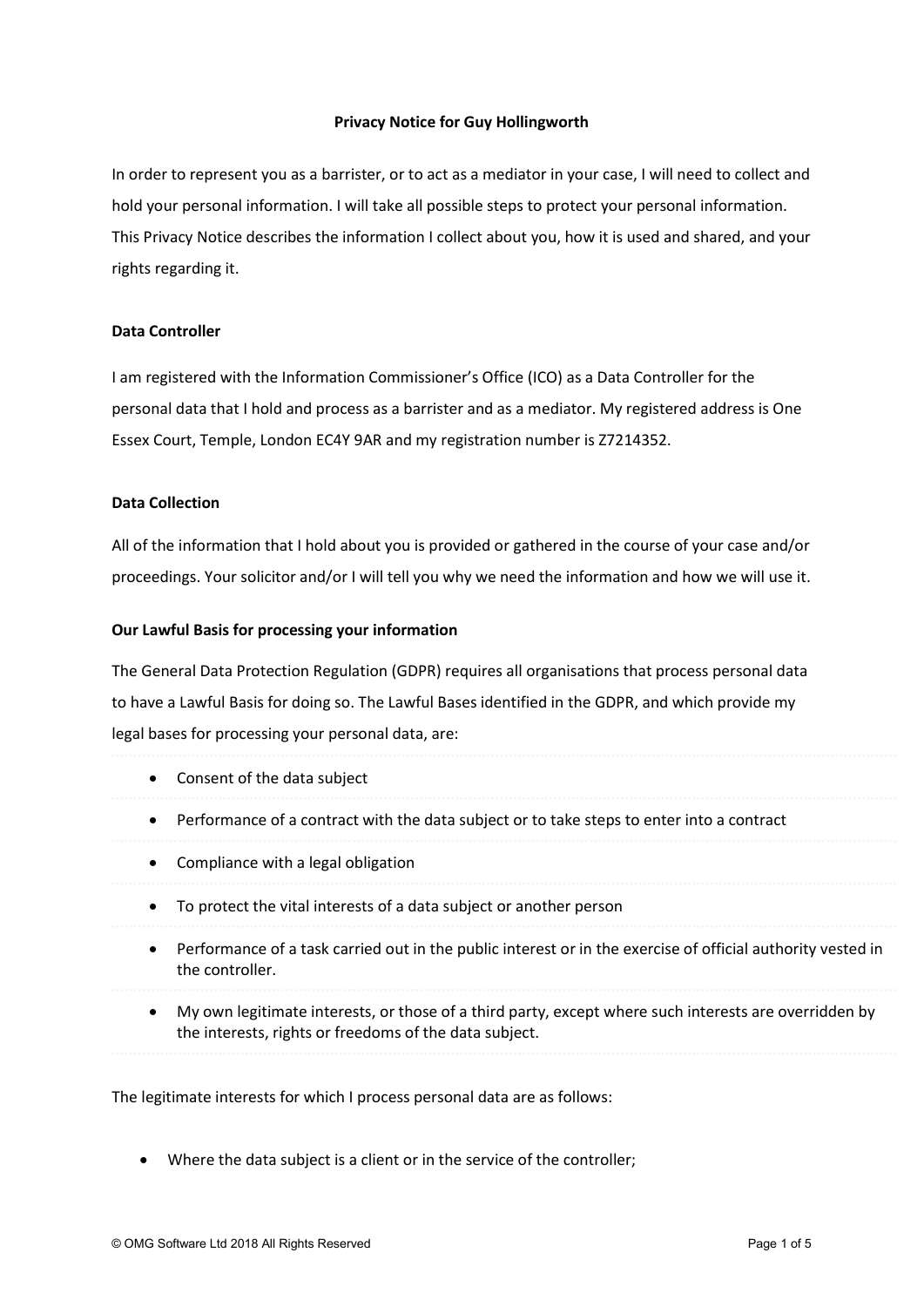**Privacy Notice for Guy Hollingworth**

In order to represent you as a barrister, or to act as a mediator in your case, I will need to collect and hold your personal information. I will take all possible steps to protect your personal information. This Privacy Notice describes the information I collect about you, how it is used and shared, and your rights regarding it.

**Data Controller**

I am registered with the Information Commissioner's Office (ICO) as a Data Controller for the personal data that I hold and process as a barrister and as a mediator. My registered address is One Essex Court, Temple, London EC4Y 9AR and my registration number is Z7214352.

**Data Collection**

All of the information that I hold about you is provided or gathered in the course of your case and/or proceedings. Your solicitor and/or I will tell you why we need the information and how we will use it.

**Our Lawful Basis for processing your information**

The General Data Protection Regulation (GDPR) requires all organisations that process personal data to have a Lawful Basis for doing so. The Lawful Bases identified in the GDPR, and which provide my legal bases for processing your personal data, are:

- Consent of the data subject
- Performance of a contract with the data subject or to take steps to enter into a contract
- Compliance with a legal obligation
- To protect the vital interests of a data subject or another person
- Performance of a task carried out in the public interest or in the exercise of official authority vested in the controller.
- My own legitimate interests, or those of a third party, except where such interests are overridden by the interests, rights or freedoms of the data subject.

The legitimate interests for which I process personal data are as follows:

- Where the data subject is a client or in the service of the controller;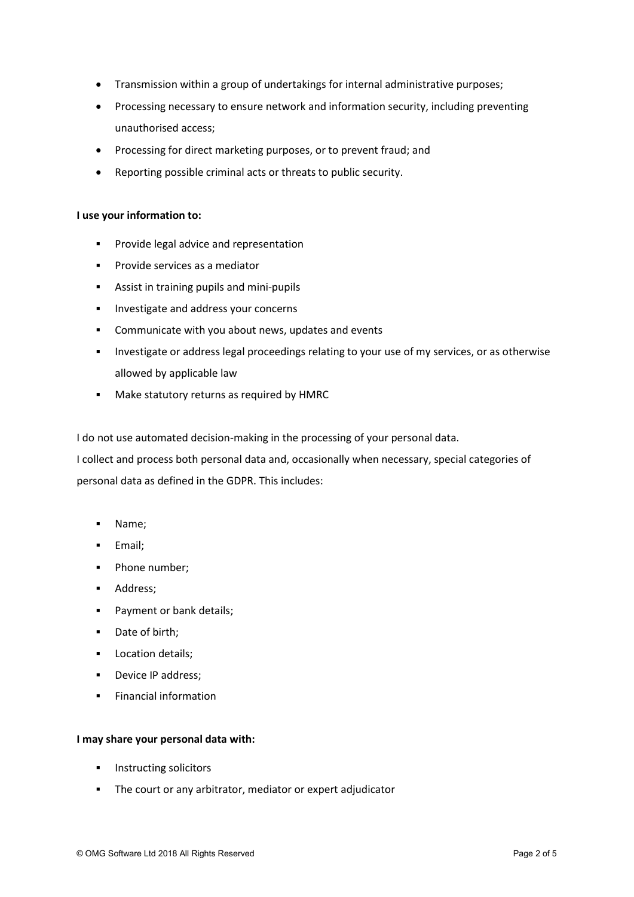- Transmission within a group of undertakings for internal administrative purposes;
- Processing necessary to ensure network and information security, including preventing unauthorised access;
- Processing for direct marketing purposes, or to prevent fraud; and
- Reporting possible criminal acts or threats to public security.

**I use your information to:**

- Provide legal advice and representation
- Provide services as a mediator
- Assist in training pupils and mini-pupils
- Investigate and address your concerns
- Communicate with you about news, updates and events
- Investigate or address legal proceedings relating to your use of my services, or as otherwise allowed by applicable law
- Make statutory returns as required by HMRC

I do not use automated decision-making in the processing of your personal data.

I collect and process both personal data and, occasionally when necessary, special categories of personal data as defined in the GDPR. This includes:

- Name;
- Email;
- Phone number;
- Address;
- Payment or bank details;
- Date of birth;
- Location details;
- Device IP address;
- Financial information

**I may share your personal data with:**

- Instructing solicitors
- The court or any arbitrator, mediator or expert adjudicator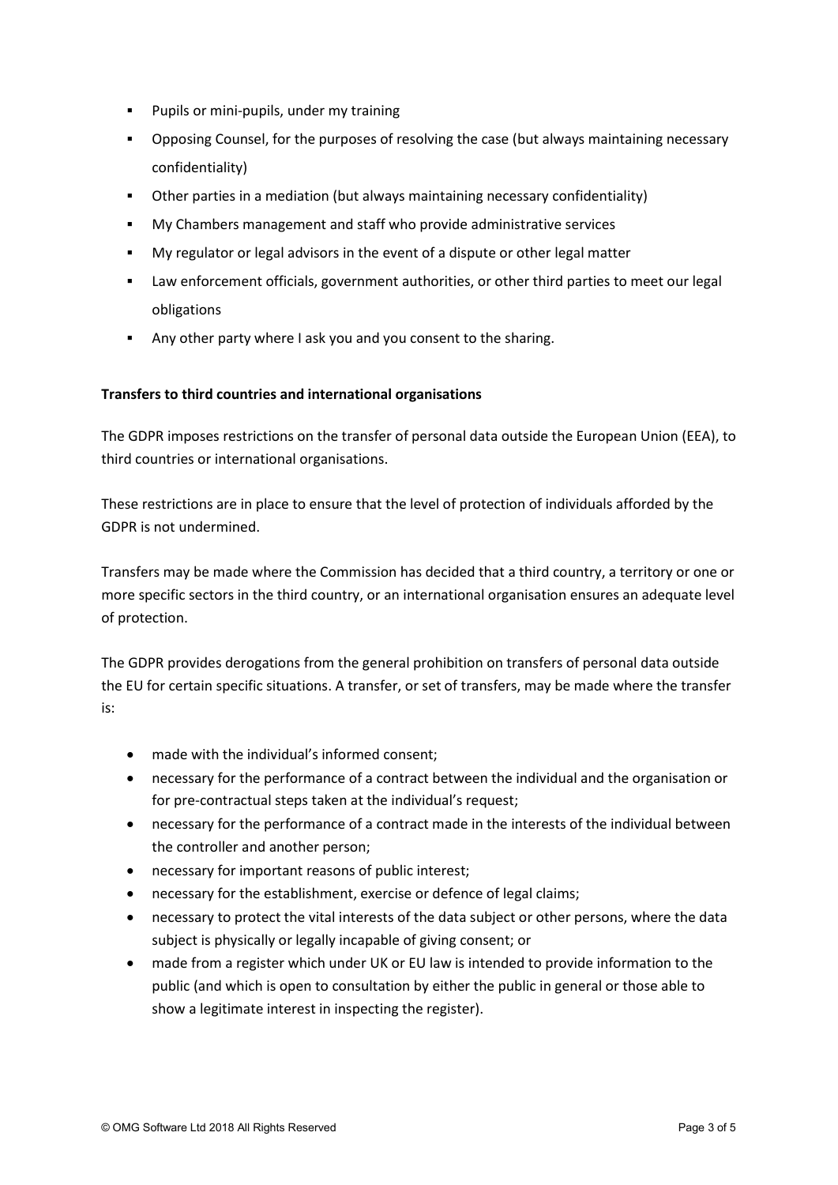- Pupils or mini-pupils, under my training
- Opposing Counsel, for the purposes of resolving the case (but always maintaining necessary confidentiality)
- Other parties in a mediation (but always maintaining necessary confidentiality)
- My Chambers management and staff who provide administrative services
- My regulator or legal advisors in the event of a dispute or other legal matter
- Law enforcement officials, government authorities, or other third parties to meet our legal obligations
- Any other party where I ask you and you consent to the sharing.

**Transfers to third countries and international organisations**

The GDPR imposes restrictions on the transfer of personal data outside the European Union (EEA), to third countries or international organisations.

These restrictions are in place to ensure that the level of protection of individuals afforded by the GDPR is not undermined.

Transfers may be made where the Commission has decided that a third country, a territory or one or more specific sectors in the third country, or an international organisation ensures an adequate level of protection.

The GDPR provides derogations from the general prohibition on transfers of personal data outside the EU for certain specific situations. A transfer, or set of transfers, may be made where the transfer is:

- made with the individual's informed consent;
- necessary for the performance of a contract between the individual and the organisation or for pre-contractual steps taken at the individual's request;
- necessary for the performance of a contract made in the interests of the individual between the controller and another person;
- necessary for important reasons of public interest;
- necessary for the establishment, exercise or defence of legal claims;
- necessary to protect the vital interests of the data subject or other persons, where the data subject is physically or legally incapable of giving consent; or
- made from a register which under UK or EU law is intended to provide information to the public (and which is open to consultation by either the public in general or those able to show a legitimate interest in inspecting the register).

© OMG Software Ltd 2018 All Rights Reserved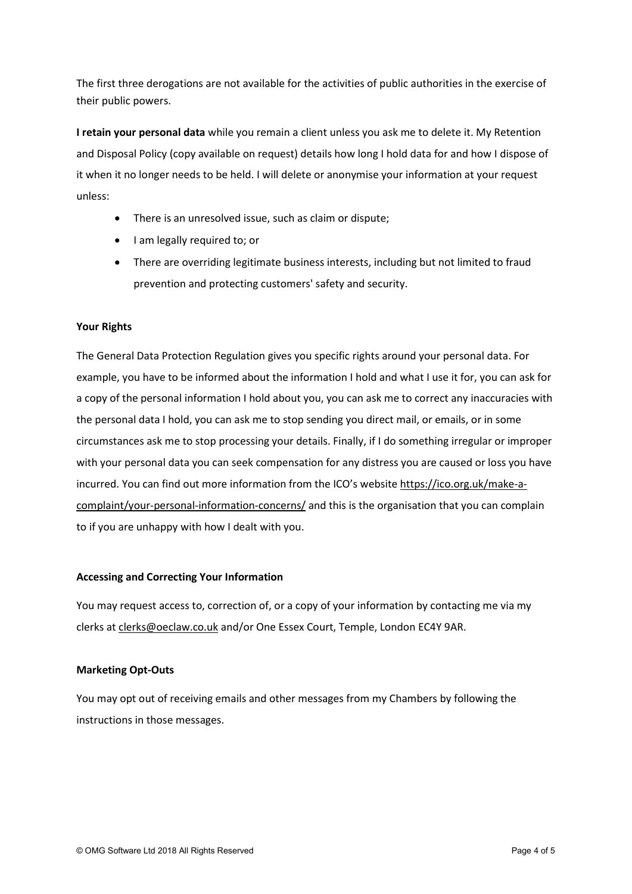The first three derogations are not available for the activities of public authorities in the exercise of their public powers.

**I retain your personal data** while you remain a client unless you ask me to delete it. My Retention and Disposal Policy (copy available on request) details how long I hold data for and how I dispose of it when it no longer needs to be held. I will delete or anonymise your information at your request unless:

- There is an unresolved issue, such as claim or dispute;
- I am legally required to; or
- There are overriding legitimate business interests, including but not limited to fraud prevention and protecting customers' safety and security.

**Your Rights**

The General Data Protection Regulation gives you specific rights around your personal data. For example, you have to be informed about the information I hold and what I use it for, you can ask for a copy of the personal information I hold about you, you can ask me to correct any inaccuracies with the personal data I hold, you can ask me to stop sending you direct mail, or emails, or in some circumstances ask me to stop processing your details. Finally, if I do something irregular or improper with your personal data you can seek compensation for any distress you are caused or loss you have incurred. You can find out more information from the ICO's website https://ico.org.uk/make-a-complaint/your-personal-information-concerns/ and this is the organisation that you can complain to if you are unhappy with how I dealt with you.

**Accessing and Correcting Your Information**

You may request access to, correction of, or a copy of your information by contacting me via my clerks at clerks@oeclaw.co.uk and/or One Essex Court, Temple, London EC4Y 9AR.

**Marketing Opt-Outs**

You may opt out of receiving emails and other messages from my Chambers by following the instructions in those messages.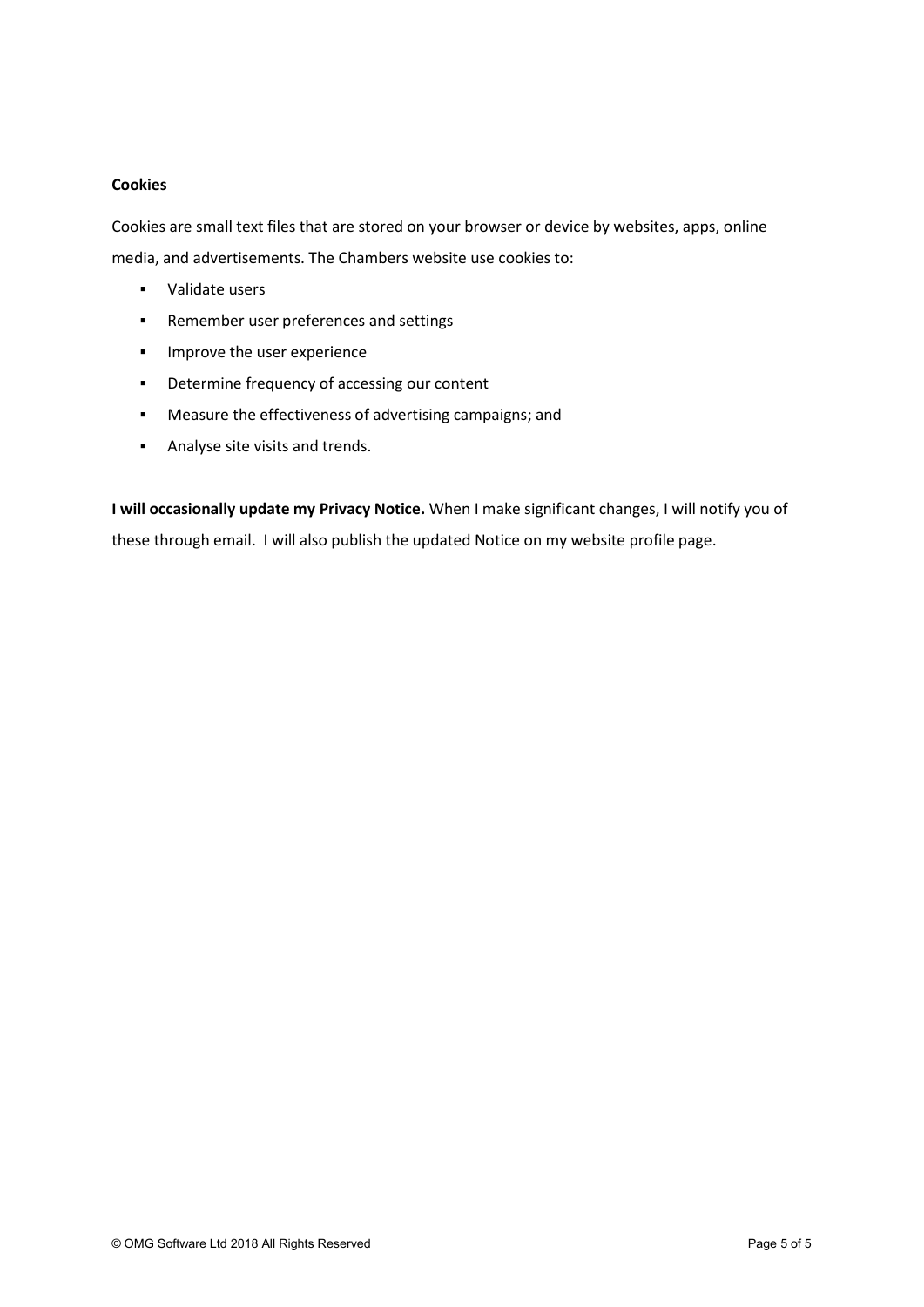**Cookies**

Cookies are small text files that are stored on your browser or device by websites, apps, online media, and advertisements. The Chambers website use cookies to:

- Validate users
- Remember user preferences and settings
- Improve the user experience
- Determine frequency of accessing our content
- Measure the effectiveness of advertising campaigns; and
- Analyse site visits and trends.

**I will occasionally update my Privacy Notice.** When I make significant changes, I will notify you of these through email. I will also publish the updated Notice on my website profile page.

© OMG Software Ltd 2018 All Rights Reserved